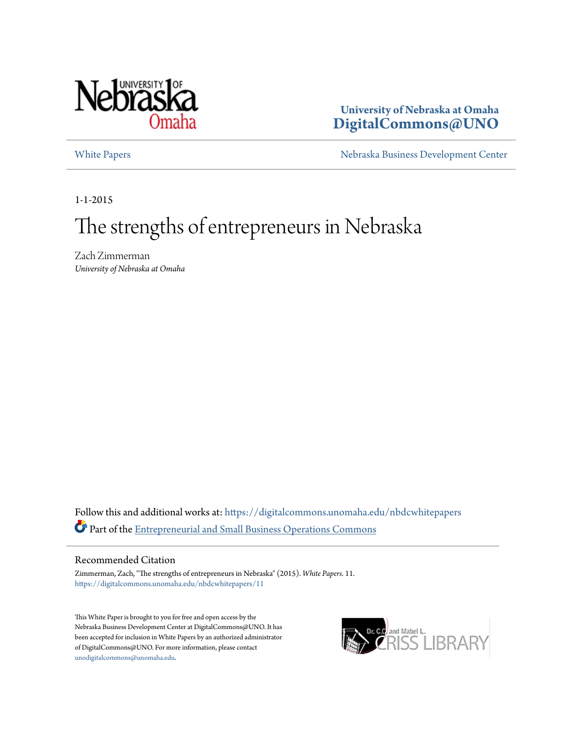University of Nebraska at Omaha
**DigitalCommons@UNO**

White Papers | Nebraska Business Development Center

1-1-2015

# The strengths of entrepreneurs in Nebraska

Zach Zimmerman
*University of Nebraska at Omaha*

Follow this and additional works at: https://digitalcommons.unomaha.edu/nbdcwhitepapers

Part of the Entrepreneurial and Small Business Operations Commons

## Recommended Citation

Zimmerman, Zach, "The strengths of entrepreneurs in Nebraska" (2015). *White Papers*. 11.
https://digitalcommons.unomaha.edu/nbdcwhitepapers/11

This White Paper is brought to you for free and open access by the Nebraska Business Development Center at DigitalCommons@UNO. It has been accepted for inclusion in White Papers by an authorized administrator of DigitalCommons@UNO. For more information, please contact unodigitalcommons@unomaha.edu.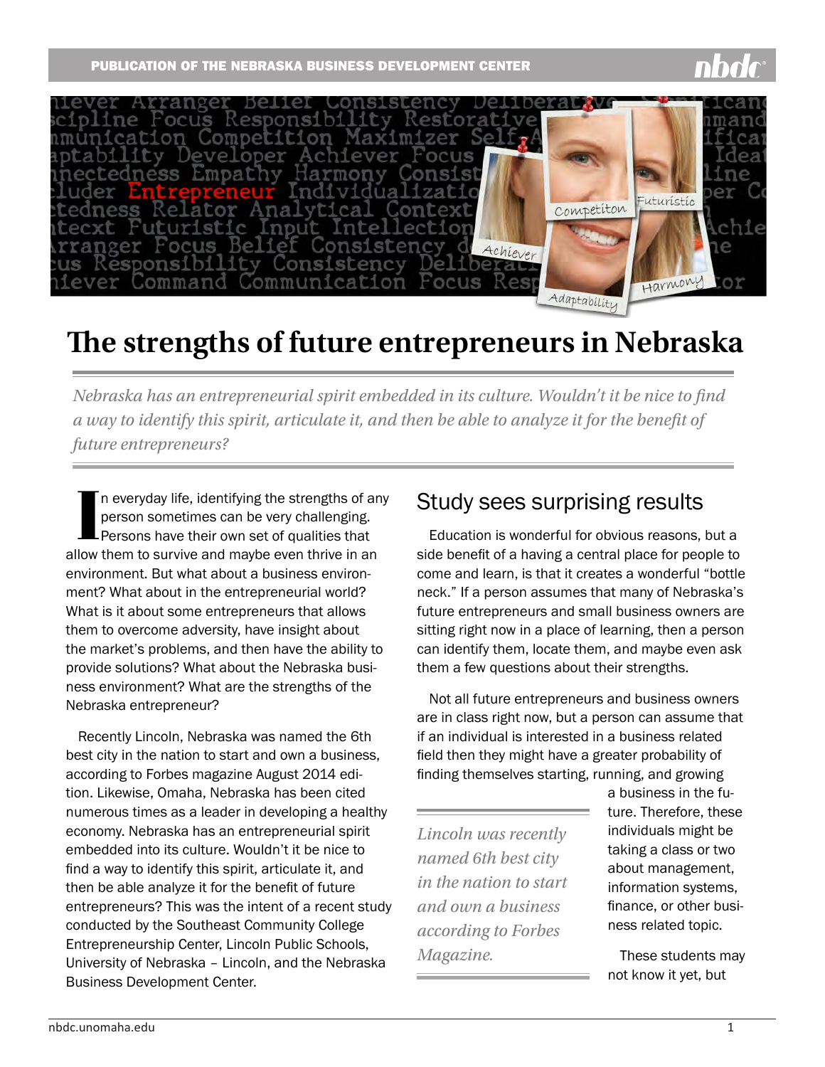# The strengths of future entrepreneurs in Nebraska

*Nebraska has an entrepreneurial spirit embedded in its culture. Wouldn't it be nice to find a way to identify this spirit, articulate it, and then be able to analyze it for the benefit of future entrepreneurs?*

In everyday life, identifying the strengths of any person sometimes can be very challenging. Persons have their own set of qualities that allow them to survive and maybe even thrive in an environment. But what about a business environment? What about in the entrepreneurial world? What is it about some entrepreneurs that allows them to overcome adversity, have insight about the market's problems, and then have the ability to provide solutions? What about the Nebraska business environment? What are the strengths of the Nebraska entrepreneur?

Recently Lincoln, Nebraska was named the 6th best city in the nation to start and own a business, according to Forbes magazine August 2014 edition. Likewise, Omaha, Nebraska has been cited numerous times as a leader in developing a healthy economy. Nebraska has an entrepreneurial spirit embedded into its culture. Wouldn't it be nice to find a way to identify this spirit, articulate it, and then be able analyze it for the benefit of future entrepreneurs? This was the intent of a recent study conducted by the Southeast Community College Entrepreneurship Center, Lincoln Public Schools, University of Nebraska – Lincoln, and the Nebraska Business Development Center.

## Study sees surprising results

Education is wonderful for obvious reasons, but a side benefit of a having a central place for people to come and learn, is that it creates a wonderful "bottle neck." If a person assumes that many of Nebraska's future entrepreneurs and small business owners are sitting right now in a place of learning, then a person can identify them, locate them, and maybe even ask them a few questions about their strengths.

Not all future entrepreneurs and business owners are in class right now, but a person can assume that if an individual is interested in a business related field then they might have a greater probability of finding themselves starting, running, and growing a business in the future. Therefore, these individuals might be taking a class or two about management, information systems, finance, or other business related topic.

*Lincoln was recently named 6th best city in the nation to start and own a business according to Forbes Magazine.*

These students may not know it yet, but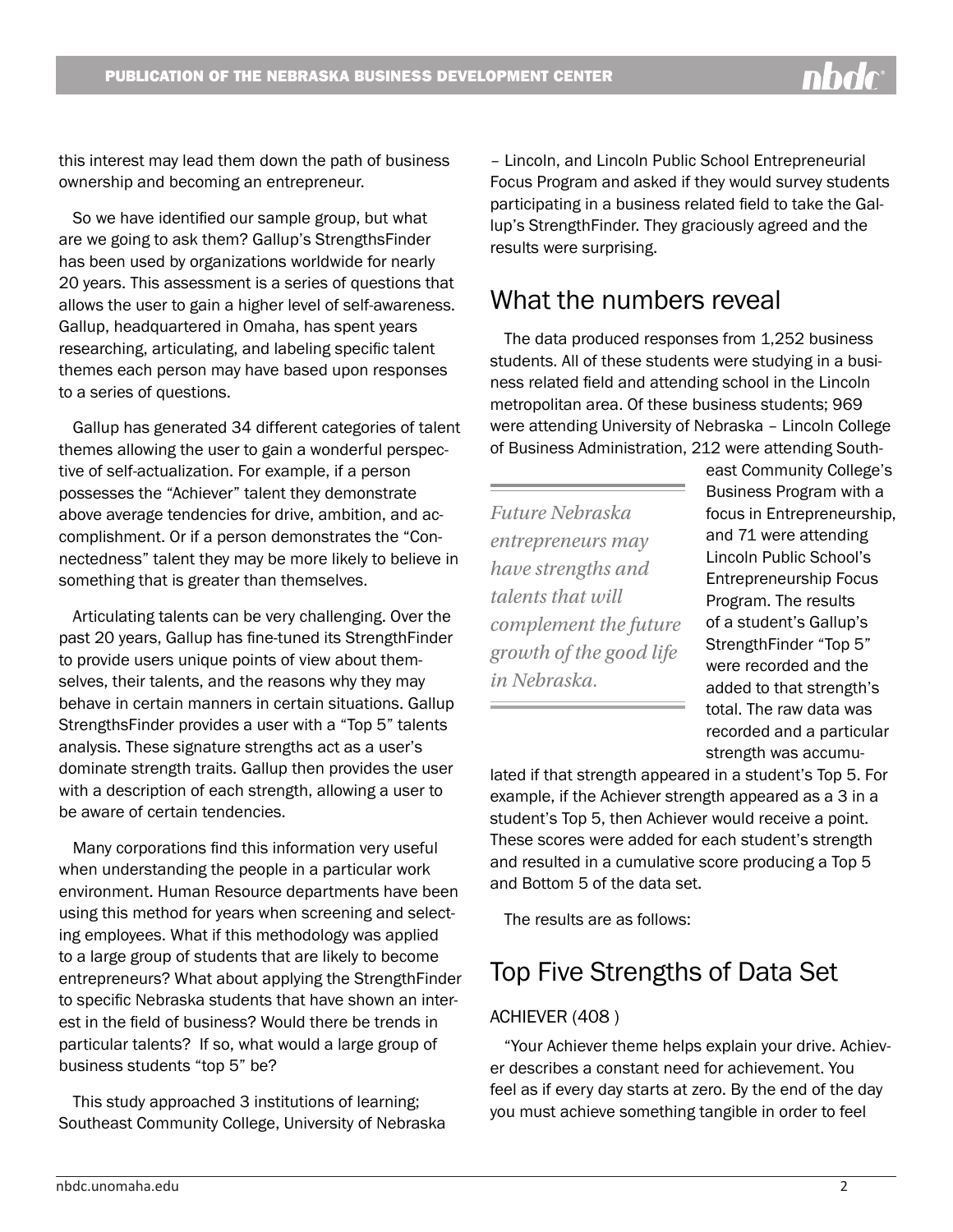this interest may lead them down the path of business ownership and becoming an entrepreneur.

So we have identified our sample group, but what are we going to ask them? Gallup's StrengthsFinder has been used by organizations worldwide for nearly 20 years. This assessment is a series of questions that allows the user to gain a higher level of self-awareness. Gallup, headquartered in Omaha, has spent years researching, articulating, and labeling specific talent themes each person may have based upon responses to a series of questions.

Gallup has generated 34 different categories of talent themes allowing the user to gain a wonderful perspective of self-actualization. For example, if a person possesses the "Achiever" talent they demonstrate above average tendencies for drive, ambition, and accomplishment. Or if a person demonstrates the "Connectedness" talent they may be more likely to believe in something that is greater than themselves.

Articulating talents can be very challenging. Over the past 20 years, Gallup has fine-tuned its StrengthFinder to provide users unique points of view about themselves, their talents, and the reasons why they may behave in certain manners in certain situations. Gallup StrengthsFinder provides a user with a "Top 5" talents analysis. These signature strengths act as a user's dominate strength traits. Gallup then provides the user with a description of each strength, allowing a user to be aware of certain tendencies.

Many corporations find this information very useful when understanding the people in a particular work environment. Human Resource departments have been using this method for years when screening and selecting employees. What if this methodology was applied to a large group of students that are likely to become entrepreneurs? What about applying the StrengthFinder to specific Nebraska students that have shown an interest in the field of business? Would there be trends in particular talents? If so, what would a large group of business students "top 5" be?

This study approached 3 institutions of learning; Southeast Community College, University of Nebraska – Lincoln, and Lincoln Public School Entrepreneurial Focus Program and asked if they would survey students participating in a business related field to take the Gallup's StrengthFinder. They graciously agreed and the results were surprising.

## What the numbers reveal

The data produced responses from 1,252 business students. All of these students were studying in a business related field and attending school in the Lincoln metropolitan area. Of these business students; 969 were attending University of Nebraska – Lincoln College of Business Administration, 212 were attending Southeast Community College's Business Program with a focus in Entrepreneurship, and 71 were attending Lincoln Public School's Entrepreneurship Focus Program. The results of a student's Gallup's StrengthFinder "Top 5" were recorded and the added to that strength's total. The raw data was recorded and a particular strength was accumulated if that strength appeared in a student's Top 5. For example, if the Achiever strength appeared as a 3 in a student's Top 5, then Achiever would receive a point. These scores were added for each student's strength and resulted in a cumulative score producing a Top 5 and Bottom 5 of the data set.

> *Future Nebraska entrepreneurs may have strengths and talents that will complement the future growth of the good life in Nebraska.*

The results are as follows:

## Top Five Strengths of Data Set

### ACHIEVER (408 )

"Your Achiever theme helps explain your drive. Achiever describes a constant need for achievement. You feel as if every day starts at zero. By the end of the day you must achieve something tangible in order to feel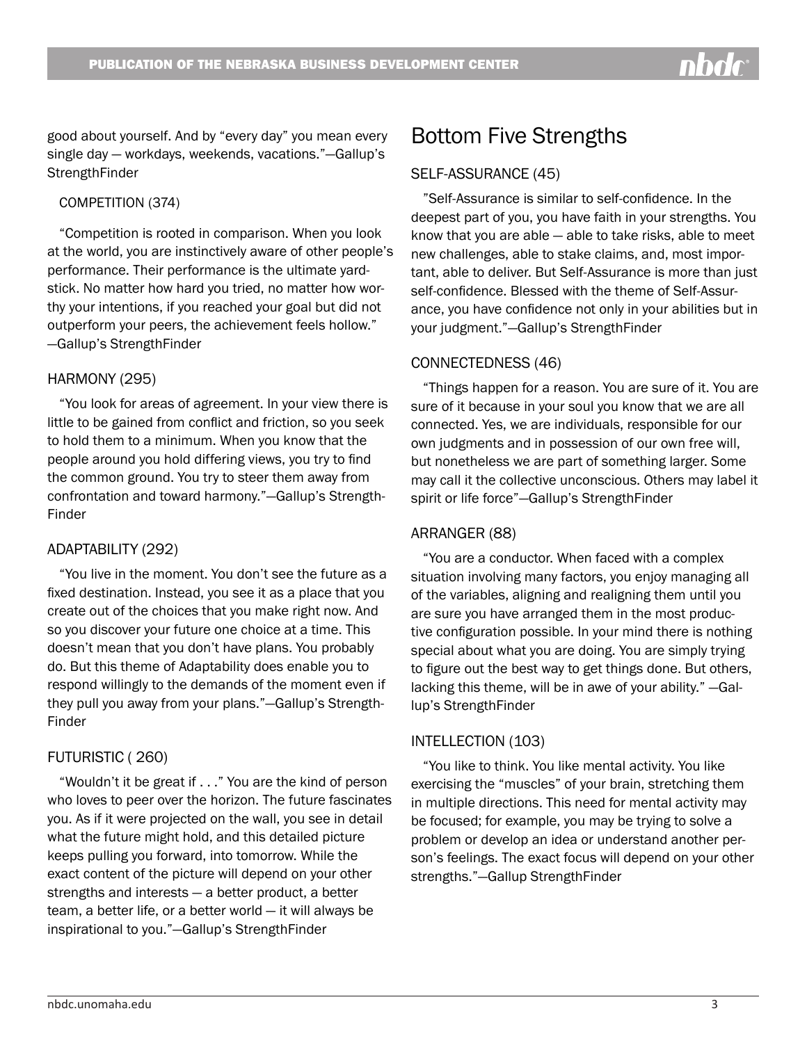good about yourself. And by "every day" you mean every single day — workdays, weekends, vacations."—Gallup's StrengthFinder

### COMPETITION (374)

"Competition is rooted in comparison. When you look at the world, you are instinctively aware of other people's performance. Their performance is the ultimate yardstick. No matter how hard you tried, no matter how worthy your intentions, if you reached your goal but did not outperform your peers, the achievement feels hollow." —Gallup's StrengthFinder

### HARMONY (295)

"You look for areas of agreement. In your view there is little to be gained from conflict and friction, so you seek to hold them to a minimum. When you know that the people around you hold differing views, you try to find the common ground. You try to steer them away from confrontation and toward harmony."—Gallup's StrengthFinder

### ADAPTABILITY (292)

"You live in the moment. You don't see the future as a fixed destination. Instead, you see it as a place that you create out of the choices that you make right now. And so you discover your future one choice at a time. This doesn't mean that you don't have plans. You probably do. But this theme of Adaptability does enable you to respond willingly to the demands of the moment even if they pull you away from your plans."—Gallup's StrengthFinder

### FUTURISTIC ( 260)

"Wouldn't it be great if . . ." You are the kind of person who loves to peer over the horizon. The future fascinates you. As if it were projected on the wall, you see in detail what the future might hold, and this detailed picture keeps pulling you forward, into tomorrow. While the exact content of the picture will depend on your other strengths and interests — a better product, a better team, a better life, or a better world — it will always be inspirational to you."—Gallup's StrengthFinder

## Bottom Five Strengths

### SELF-ASSURANCE (45)

"Self-Assurance is similar to self-confidence. In the deepest part of you, you have faith in your strengths. You know that you are able — able to take risks, able to meet new challenges, able to stake claims, and, most important, able to deliver. But Self-Assurance is more than just self-confidence. Blessed with the theme of Self-Assurance, you have confidence not only in your abilities but in your judgment."—Gallup's StrengthFinder

### CONNECTEDNESS (46)

"Things happen for a reason. You are sure of it. You are sure of it because in your soul you know that we are all connected. Yes, we are individuals, responsible for our own judgments and in possession of our own free will, but nonetheless we are part of something larger. Some may call it the collective unconscious. Others may label it spirit or life force"—Gallup's StrengthFinder

### ARRANGER (88)

"You are a conductor. When faced with a complex situation involving many factors, you enjoy managing all of the variables, aligning and realigning them until you are sure you have arranged them in the most productive configuration possible. In your mind there is nothing special about what you are doing. You are simply trying to figure out the best way to get things done. But others, lacking this theme, will be in awe of your ability." —Gallup's StrengthFinder

### INTELLECTION (103)

"You like to think. You like mental activity. You like exercising the "muscles" of your brain, stretching them in multiple directions. This need for mental activity may be focused; for example, you may be trying to solve a problem or develop an idea or understand another person's feelings. The exact focus will depend on your other strengths."—Gallup StrengthFinder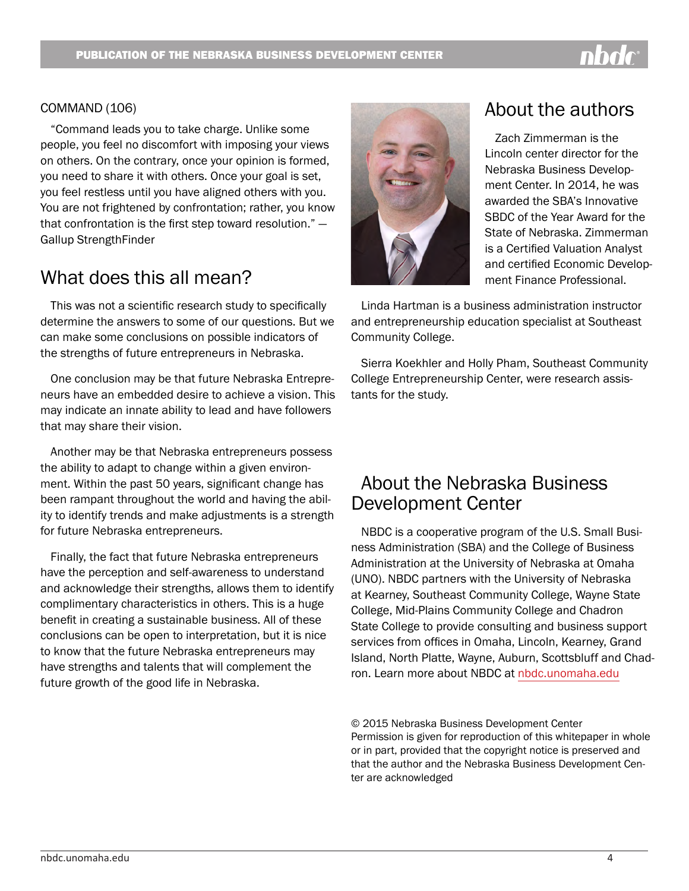COMMAND (106)

"Command leads you to take charge. Unlike some people, you feel no discomfort with imposing your views on others. On the contrary, once your opinion is formed, you need to share it with others. Once your goal is set, you feel restless until you have aligned others with you. You are not frightened by confrontation; rather, you know that confrontation is the first step toward resolution." — Gallup StrengthFinder

## What does this all mean?

This was not a scientific research study to specifically determine the answers to some of our questions. But we can make some conclusions on possible indicators of the strengths of future entrepreneurs in Nebraska.

One conclusion may be that future Nebraska Entrepreneurs have an embedded desire to achieve a vision. This may indicate an innate ability to lead and have followers that may share their vision.

Another may be that Nebraska entrepreneurs possess the ability to adapt to change within a given environment. Within the past 50 years, significant change has been rampant throughout the world and having the ability to identify trends and make adjustments is a strength for future Nebraska entrepreneurs.

Finally, the fact that future Nebraska entrepreneurs have the perception and self-awareness to understand and acknowledge their strengths, allows them to identify complimentary characteristics in others. This is a huge benefit in creating a sustainable business. All of these conclusions can be open to interpretation, but it is nice to know that the future Nebraska entrepreneurs may have strengths and talents that will complement the future growth of the good life in Nebraska.

## About the authors

Zach Zimmerman is the Lincoln center director for the Nebraska Business Development Center. In 2014, he was awarded the SBA's Innovative SBDC of the Year Award for the State of Nebraska. Zimmerman is a Certified Valuation Analyst and certified Economic Development Finance Professional.

Linda Hartman is a business administration instructor and entrepreneurship education specialist at Southeast Community College.

Sierra Koekhler and Holly Pham, Southeast Community College Entrepreneurship Center, were research assistants for the study.

## About the Nebraska Business Development Center

NBDC is a cooperative program of the U.S. Small Business Administration (SBA) and the College of Business Administration at the University of Nebraska at Omaha (UNO). NBDC partners with the University of Nebraska at Kearney, Southeast Community College, Wayne State College, Mid-Plains Community College and Chadron State College to provide consulting and business support services from offices in Omaha, Lincoln, Kearney, Grand Island, North Platte, Wayne, Auburn, Scottsbluff and Chadron. Learn more about NBDC at nbdc.unomaha.edu

© 2015 Nebraska Business Development Center
Permission is given for reproduction of this whitepaper in whole or in part, provided that the copyright notice is preserved and that the author and the Nebraska Business Development Center are acknowledged